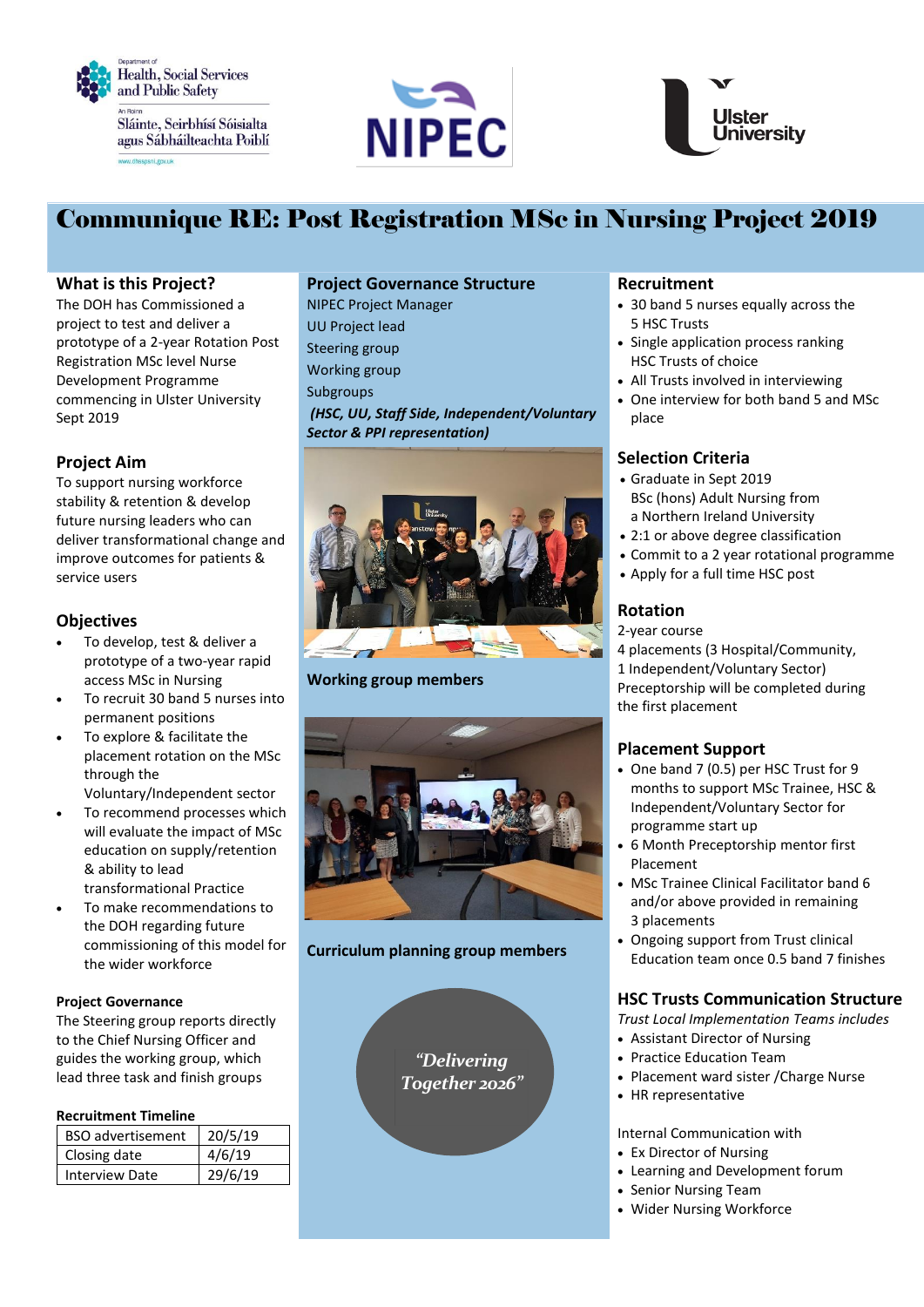# Communique RE: Post Registration MSc in Nursing Project 2019

## What is this Project?

The DOH has Commissioned a project to test and deliver a prototype of a 2-year Rotation Post Registration MSc level Nurse Development Programme commencing in Ulster University Sept 2019

## Project Aim

To support nursing workforce stability & retention & develop future nursing leaders who can deliver transformational change and improve outcomes for patients & service users

## Objectives

- To develop, test & deliver a prototype of a two-year rapid access MSc in Nursing
- To recruit 30 band 5 nurses into permanent positions
- To explore & facilitate the placement rotation on the MSc through the Voluntary/Independent sector
- To recommend processes which will evaluate the impact of MSc education on supply/retention & ability to lead transformational Practice
- To make recommendations to the DOH regarding future commissioning of this model for the wider workforce

### Project Governance

The Steering group reports directly to the Chief Nursing Officer and guides the working group, which lead three task and finish groups

### Recruitment Timeline

| BSO advertisement | 20/5/19 |
|---|---|
| Closing date | 4/6/19 |
| Interview Date | 29/6/19 |

## Project Governance Structure

NIPEC Project Manager
UU Project lead
Steering group
Working group
Subgroups
***(HSC, UU, Staff Side, Independent/Voluntary Sector & PPI representation)***

**Working group members**

**Curriculum planning group members**

*"Delivering Together 2026"*

## Recruitment

- 30 band 5 nurses equally across the 5 HSC Trusts
- Single application process ranking HSC Trusts of choice
- All Trusts involved in interviewing
- One interview for both band 5 and MSc place

## Selection Criteria

- Graduate in Sept 2019 BSc (hons) Adult Nursing from a Northern Ireland University
- 2:1 or above degree classification
- Commit to a 2 year rotational programme
- Apply for a full time HSC post

## Rotation

2-year course
4 placements (3 Hospital/Community, 1 Independent/Voluntary Sector)
Preceptorship will be completed during the first placement

## Placement Support

- One band 7 (0.5) per HSC Trust for 9 months to support MSc Trainee, HSC & Independent/Voluntary Sector for programme start up
- 6 Month Preceptorship mentor first Placement
- MSc Trainee Clinical Facilitator band 6 and/or above provided in remaining 3 placements
- Ongoing support from Trust clinical Education team once 0.5 band 7 finishes

## HSC Trusts Communication Structure

*Trust Local Implementation Teams includes*

- Assistant Director of Nursing
- Practice Education Team
- Placement ward sister /Charge Nurse
- HR representative

Internal Communication with

- Ex Director of Nursing
- Learning and Development forum
- Senior Nursing Team
- Wider Nursing Workforce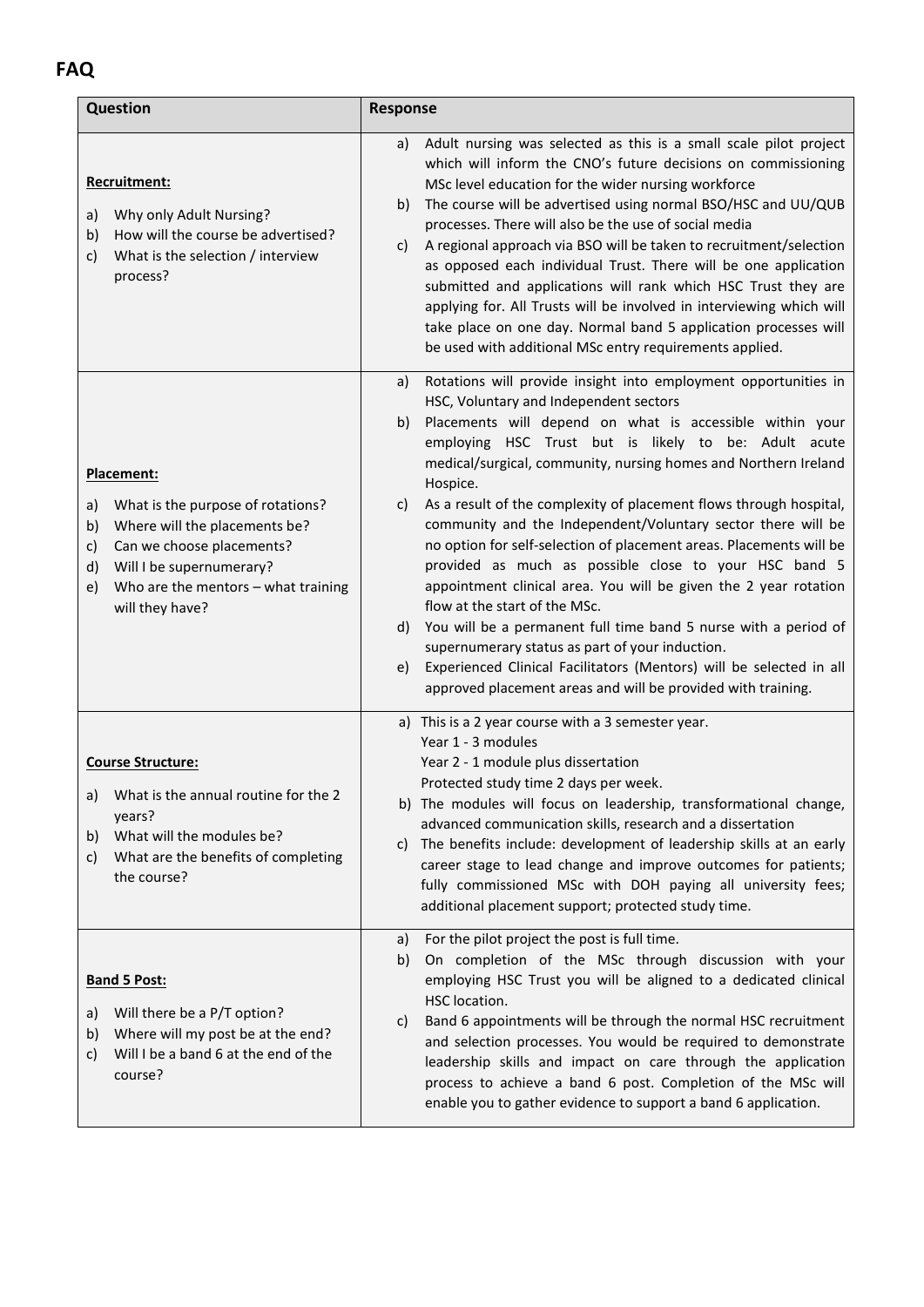## FAQ

| Question | Response |
|---|---|
| **Recruitment:**<br><br>a) Why only Adult Nursing?<br>b) How will the course be advertised?<br>c) What is the selection / interview process? | a) Adult nursing was selected as this is a small scale pilot project which will inform the CNO's future decisions on commissioning MSc level education for the wider nursing workforce<br>b) The course will be advertised using normal BSO/HSC and UU/QUB processes. There will also be the use of social media<br>c) A regional approach via BSO will be taken to recruitment/selection as opposed each individual Trust. There will be one application submitted and applications will rank which HSC Trust they are applying for. All Trusts will be involved in interviewing which will take place on one day. Normal band 5 application processes will be used with additional MSc entry requirements applied. |
| **Placement:**<br><br>a) What is the purpose of rotations?<br>b) Where will the placements be?<br>c) Can we choose placements?<br>d) Will I be supernumerary?<br>e) Who are the mentors – what training will they have? | a) Rotations will provide insight into employment opportunities in HSC, Voluntary and Independent sectors<br>b) Placements will depend on what is accessible within your employing HSC Trust but is likely to be: Adult acute medical/surgical, community, nursing homes and Northern Ireland Hospice.<br>c) As a result of the complexity of placement flows through hospital, community and the Independent/Voluntary sector there will be no option for self-selection of placement areas. Placements will be provided as much as possible close to your HSC band 5 appointment clinical area. You will be given the 2 year rotation flow at the start of the MSc.<br>d) You will be a permanent full time band 5 nurse with a period of supernumerary status as part of your induction.<br>e) Experienced Clinical Facilitators (Mentors) will be selected in all approved placement areas and will be provided with training. |
| **Course Structure:**<br><br>a) What is the annual routine for the 2 years?<br>b) What will the modules be?<br>c) What are the benefits of completing the course? | a) This is a 2 year course with a 3 semester year.<br>Year 1 - 3 modules<br>Year 2 - 1 module plus dissertation<br>Protected study time 2 days per week.<br>b) The modules will focus on leadership, transformational change, advanced communication skills, research and a dissertation<br>c) The benefits include: development of leadership skills at an early career stage to lead change and improve outcomes for patients; fully commissioned MSc with DOH paying all university fees; additional placement support; protected study time. |
| **Band 5 Post:**<br><br>a) Will there be a P/T option?<br>b) Where will my post be at the end?<br>c) Will I be a band 6 at the end of the course? | a) For the pilot project the post is full time.<br>b) On completion of the MSc through discussion with your employing HSC Trust you will be aligned to a dedicated clinical HSC location.<br>c) Band 6 appointments will be through the normal HSC recruitment and selection processes. You would be required to demonstrate leadership skills and impact on care through the application process to achieve a band 6 post. Completion of the MSc will enable you to gather evidence to support a band 6 application. |